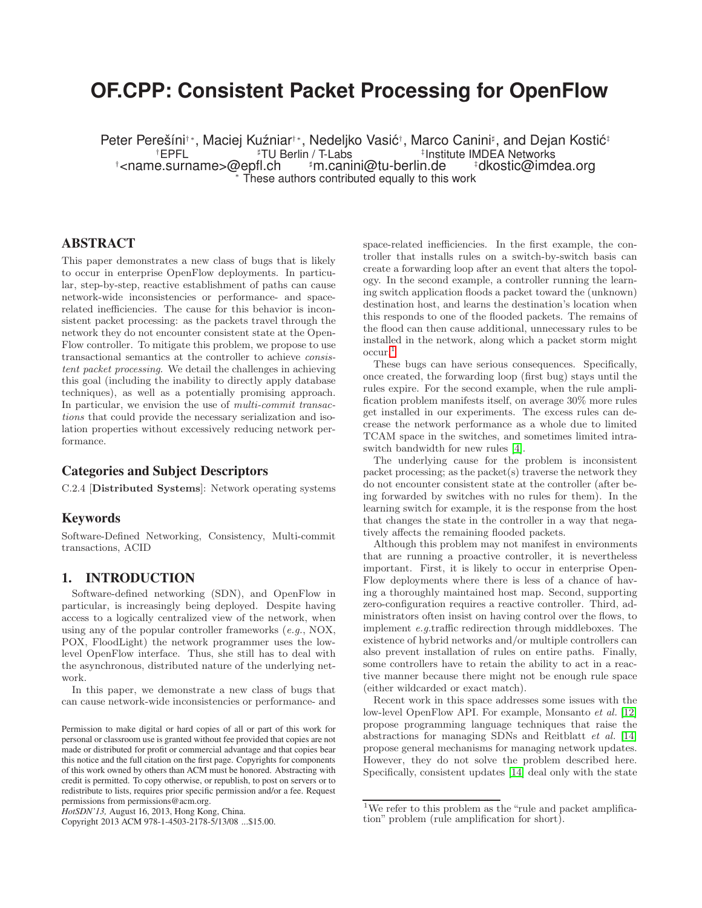# OF.CPP: Consistent Packet Processing for OpenFlow

Peter Perešíni[†*], Maciej Kuźniar[†*], Nedeljko Vasić[†], Marco Canini[♯], and Dejan Kostić[‡]

[†]EPFL [♯]TU Berlin / T-Labs [‡]Institute IMDEA Networks

[†]<name.surname>@epfl.ch [♯]m.canini@tu-berlin.de [‡]dkostic@imdea.org

[*] These authors contributed equally to this work

## ABSTRACT

This paper demonstrates a new class of bugs that is likely to occur in enterprise OpenFlow deployments. In particular, step-by-step, reactive establishment of paths can cause network-wide inconsistencies or performance- and space-related inefficiencies. The cause for this behavior is inconsistent packet processing: as the packets travel through the network they do not encounter consistent state at the OpenFlow controller. To mitigate this problem, we propose to use transactional semantics at the controller to achieve *consistent packet processing*. We detail the challenges in achieving this goal (including the inability to directly apply database techniques), as well as a potentially promising approach. In particular, we envision the use of *multi-commit transactions* that could provide the necessary serialization and isolation properties without excessively reducing network performance.

### Categories and Subject Descriptors

C.2.4 [**Distributed Systems**]: Network operating systems

### Keywords

Software-Defined Networking, Consistency, Multi-commit transactions, ACID

## 1. INTRODUCTION

Software-defined networking (SDN), and OpenFlow in particular, is increasingly being deployed. Despite having access to a logically centralized view of the network, when using any of the popular controller frameworks (*e.g.*, NOX, POX, FloodLight) the network programmer uses the low-level OpenFlow interface. Thus, she still has to deal with the asynchronous, distributed nature of the underlying network.

In this paper, we demonstrate a new class of bugs that can cause network-wide inconsistencies or performance- and space-related inefficiencies. In the first example, the controller that installs rules on a switch-by-switch basis can create a forwarding loop after an event that alters the topology. In the second example, a controller running the learning switch application floods a packet toward the (unknown) destination host, and learns the destination's location when this responds to one of the flooded packets. The remains of the flood can then cause additional, unnecessary rules to be installed in the network, along which a packet storm might occur.[1]

These bugs can have serious consequences. Specifically, once created, the forwarding loop (first bug) stays until the rules expire. For the second example, when the rule amplification problem manifests itself, on average 30% more rules get installed in our experiments. The excess rules can decrease the network performance as a whole due to limited TCAM space in the switches, and sometimes limited intra-switch bandwidth for new rules [4].

The underlying cause for the problem is inconsistent packet processing; as the packet(s) traverse the network they do not encounter consistent state at the controller (after being forwarded by switches with no rules for them). In the learning switch for example, it is the response from the host that changes the state in the controller in a way that negatively affects the remaining flooded packets.

Although this problem may not manifest in environments that are running a proactive controller, it is nevertheless important. First, it is likely to occur in enterprise OpenFlow deployments where there is less of a chance of having a thoroughly maintained host map. Second, supporting zero-configuration requires a reactive controller. Third, administrators often insist on having control over the flows, to implement *e.g.*traffic redirection through middleboxes. The existence of hybrid networks and/or multiple controllers can also prevent installation of rules on entire paths. Finally, some controllers have to retain the ability to act in a reactive manner because there might not be enough rule space (either wildcarded or exact match).

Recent work in this space addresses some issues with the low-level OpenFlow API. For example, Monsanto *et al.* [12] propose programming language techniques that raise the abstractions for managing SDNs and Reitblatt *et al.* [14] propose general mechanisms for managing network updates. However, they do not solve the problem described here. Specifically, consistent updates [14] deal only with the state

[1]We refer to this problem as the "rule and packet amplification" problem (rule amplification for short).

Permission to make digital or hard copies of all or part of this work for personal or classroom use is granted without fee provided that copies are not made or distributed for profit or commercial advantage and that copies bear this notice and the full citation on the first page. Copyrights for components of this work owned by others than ACM must be honored. Abstracting with credit is permitted. To copy otherwise, or republish, to post on servers or to redistribute to lists, requires prior specific permission and/or a fee. Request permissions from permissions@acm.org.
*HotSDN'13,* August 16, 2013, Hong Kong, China.
Copyright 2013 ACM 978-1-4503-2178-5/13/08 ...$15.00.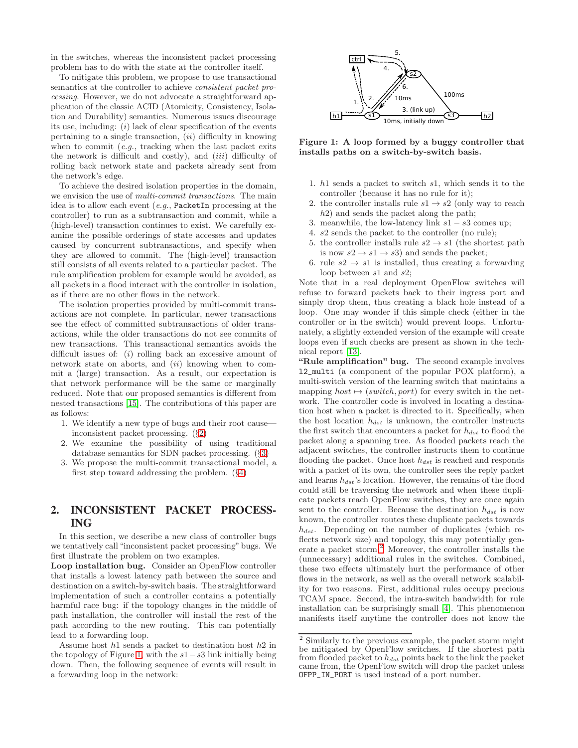in the switches, whereas the inconsistent packet processing problem has to do with the state at the controller itself.

To mitigate this problem, we propose to use transactional semantics at the controller to achieve *consistent packet processing*. However, we do not advocate a straightforward application of the classic ACID (Atomicity, Consistency, Isolation and Durability) semantics. Numerous issues discourage its use, including: (*i*) lack of clear specification of the events pertaining to a single transaction, (*ii*) difficulty in knowing when to commit (*e.g.*, tracking when the last packet exits the network is difficult and costly), and (*iii*) difficulty of rolling back network state and packets already sent from the network's edge.

To achieve the desired isolation properties in the domain, we envision the use of *multi-commit transactions*. The main idea is to allow each event (*e.g.*, `PacketIn` processing at the controller) to run as a subtransaction and commit, while a (high-level) transaction continues to exist. We carefully examine the possible orderings of state accesses and updates caused by concurrent subtransactions, and specify when they are allowed to commit. The (high-level) transaction still consists of all events related to a particular packet. The rule amplification problem for example would be avoided, as all packets in a flood interact with the controller in isolation, as if there are no other flows in the network.

The isolation properties provided by multi-commit transactions are not complete. In particular, newer transactions see the effect of committed subtransactions of older transactions, while the older transactions do not see commits of new transactions. This transactional semantics avoids the difficult issues of: (*i*) rolling back an excessive amount of network state on aborts, and (*ii*) knowing when to commit a (large) transaction. As a result, our expectation is that network performance will be the same or marginally reduced. Note that our proposed semantics is different from nested transactions [15]. The contributions of this paper are as follows:

1. We identify a new type of bugs and their root cause—inconsistent packet processing. (§2)
2. We examine the possibility of using traditional database semantics for SDN packet processing. (§3)
3. We propose the multi-commit transactional model, a first step toward addressing the problem. (§4)

## 2. INCONSISTENT PACKET PROCESSING

In this section, we describe a new class of controller bugs we tentatively call "inconsistent packet processing" bugs. We first illustrate the problem on two examples.

**Loop installation bug.** Consider an OpenFlow controller that installs a lowest latency path between the source and destination on a switch-by-switch basis. The straightforward implementation of such a controller contains a potentially harmful race bug: if the topology changes in the middle of path installation, the controller will install the rest of the path according to the new routing. This can potentially lead to a forwarding loop.

Assume host $h1$ sends a packet to destination host $h2$ in the topology of Figure 1, with the $s1-s3$ link initially being down. Then, the following sequence of events will result in a forwarding loop in the network:

**Figure 1: A loop formed by a buggy controller that installs paths on a switch-by-switch basis.**

1. $h1$ sends a packet to switch $s1$, which sends it to the controller (because it has no rule for it);
2. the controller installs rule $s1 \rightarrow s2$ (only way to reach $h2$) and sends the packet along the path;
3. meanwhile, the low-latency link $s1-s3$ comes up;
4. $s2$ sends the packet to the controller (no rule);
5. the controller installs rule $s2 \rightarrow s1$ (the shortest path is now $s2 \rightarrow s1 \rightarrow s3$) and sends the packet;
6. rule $s2 \rightarrow s1$ is installed, thus creating a forwarding loop between $s1$ and $s2$;

Note that in a real deployment OpenFlow switches will refuse to forward packets back to their ingress port and simply drop them, thus creating a black hole instead of a loop. One may wonder if this simple check (either in the controller or in the switch) would prevent loops. Unfortunately, a slightly extended version of the example will create loops even if such checks are present as shown in the technical report [13].

**"Rule amplification" bug.** The second example involves `l2_multi` (a component of the popular POX platform), a multi-switch version of the learning switch that maintains a mapping $host \mapsto (switch, port)$ for every switch in the network. The controller code is involved in locating a destination host when a packet is directed to it. Specifically, when the host location $h_{dst}$ is unknown, the controller instructs the first switch that encounters a packet for $h_{dst}$ to flood the packet along a spanning tree. As flooded packets reach the adjacent switches, the controller instructs them to continue flooding the packet. Once host $h_{dst}$ is reached and responds with a packet of its own, the controller sees the reply packet and learns $h_{dst}$'s location. However, the remains of the flood could still be traversing the network and when these duplicate packets reach OpenFlow switches, they are once again sent to the controller. Because the destination $h_{dst}$ is now known, the controller routes these duplicate packets towards $h_{dst}$. Depending on the number of duplicates (which reflects network size) and topology, this may potentially generate a packet storm.[2] Moreover, the controller installs the (unnecessary) additional rules in the switches. Combined, these two effects ultimately hurt the performance of other flows in the network, as well as the overall network scalability for two reasons. First, additional rules occupy precious TCAM space. Second, the intra-switch bandwidth for rule installation can be surprisingly small [4]. This phenomenon manifests itself anytime the controller does not know the

[2] Similarly to the previous example, the packet storm might be mitigated by OpenFlow switches. If the shortest path from flooded packet to $h_{dst}$ points back to the link the packet came from, the OpenFlow switch will drop the packet unless `OFPP_IN_PORT` is used instead of a port number.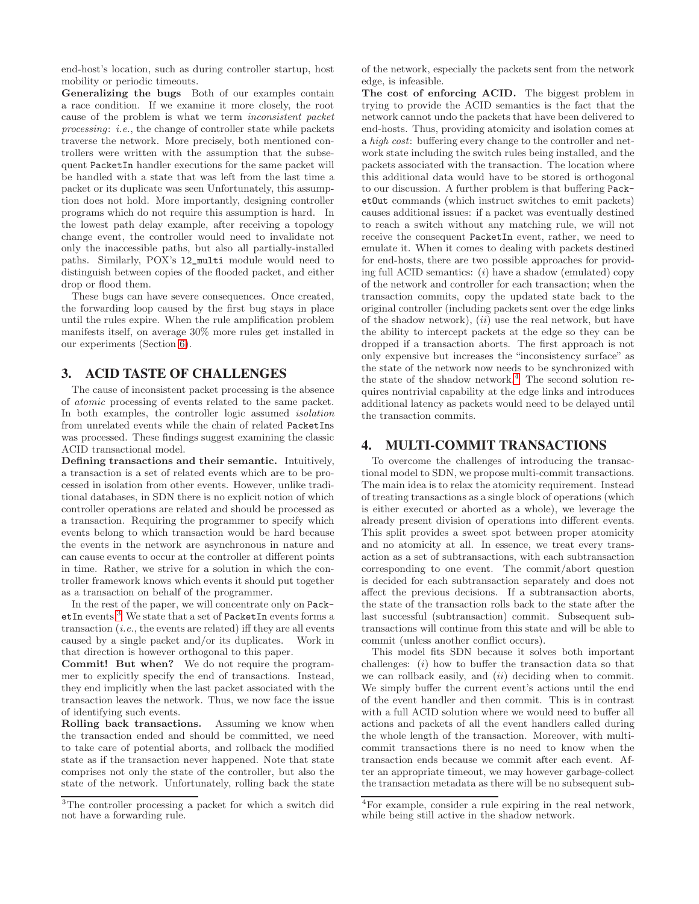end-host's location, such as during controller startup, host mobility or periodic timeouts.

**Generalizing the bugs** Both of our examples contain a race condition. If we examine it more closely, the root cause of the problem is what we term *inconsistent packet processing*: *i.e.*, the change of controller state while packets traverse the network. More precisely, both mentioned controllers were written with the assumption that the subsequent PacketIn handler executions for the same packet will be handled with a state that was left from the last time a packet or its duplicate was seen Unfortunately, this assumption does not hold. More importantly, designing controller programs which do not require this assumption is hard. In the lowest path delay example, after receiving a topology change event, the controller would need to invalidate not only the inaccessible paths, but also all partially-installed paths. Similarly, POX's l2_multi module would need to distinguish between copies of the flooded packet, and either drop or flood them.

These bugs can have severe consequences. Once created, the forwarding loop caused by the first bug stays in place until the rules expire. When the rule amplification problem manifests itself, on average 30% more rules get installed in our experiments (Section 6).

## 3. ACID TASTE OF CHALLENGES

The cause of inconsistent packet processing is the absence of *atomic* processing of events related to the same packet. In both examples, the controller logic assumed *isolation* from unrelated events while the chain of related PacketIns was processed. These findings suggest examining the classic ACID transactional model.

**Defining transactions and their semantic.** Intuitively, a transaction is a set of related events which are to be processed in isolation from other events. However, unlike traditional databases, in SDN there is no explicit notion of which controller operations are related and should be processed as a transaction. Requiring the programmer to specify which events belong to which transaction would be hard because the events in the network are asynchronous in nature and can cause events to occur at the controller at different points in time. Rather, we strive for a solution in which the controller framework knows which events it should put together as a transaction on behalf of the programmer.

In the rest of the paper, we will concentrate only on PacketIn events.[3] We state that a set of PacketIn events forms a transaction (*i.e.*, the events are related) iff they are all events caused by a single packet and/or its duplicates. Work in that direction is however orthogonal to this paper.

**Commit! But when?** We do not require the programmer to explicitly specify the end of transactions. Instead, they end implicitly when the last packet associated with the transaction leaves the network. Thus, we now face the issue of identifying such events.

**Rolling back transactions.** Assuming we know when the transaction ended and should be committed, we need to take care of potential aborts, and rollback the modified state as if the transaction never happened. Note that state comprises not only the state of the controller, but also the state of the network. Unfortunately, rolling back the state of the network, especially the packets sent from the network edge, is infeasible.

**The cost of enforcing ACID.** The biggest problem in trying to provide the ACID semantics is the fact that the network cannot undo the packets that have been delivered to end-hosts. Thus, providing atomicity and isolation comes at a *high cost*: buffering every change to the controller and network state including the switch rules being installed, and the packets associated with the transaction. The location where this additional data would have to be stored is orthogonal to our discussion. A further problem is that buffering PacketOut commands (which instruct switches to emit packets) causes additional issues: if a packet was eventually destined to reach a switch without any matching rule, we will not receive the consequent PacketIn event, rather, we need to emulate it. When it comes to dealing with packets destined for end-hosts, there are two possible approaches for providing full ACID semantics: (*i*) have a shadow (emulated) copy of the network and controller for each transaction; when the transaction commits, copy the updated state back to the original controller (including packets sent over the edge links of the shadow network), (*ii*) use the real network, but have the ability to intercept packets at the edge so they can be dropped if a transaction aborts. The first approach is not only expensive but increases the "inconsistency surface" as the state of the network now needs to be synchronized with the state of the shadow network.[4] The second solution requires nontrivial capability at the edge links and introduces additional latency as packets would need to be delayed until the transaction commits.

## 4. MULTI-COMMIT TRANSACTIONS

To overcome the challenges of introducing the transactional model to SDN, we propose multi-commit transactions. The main idea is to relax the atomicity requirement. Instead of treating transactions as a single block of operations (which is either executed or aborted as a whole), we leverage the already present division of operations into different events. This split provides a sweet spot between proper atomicity and no atomicity at all. In essence, we treat every transaction as a set of subtransactions, with each subtransaction corresponding to one event. The commit/abort question is decided for each subtransaction separately and does not affect the previous decisions. If a subtransaction aborts, the state of the transaction rolls back to the state after the last successful (subtransaction) commit. Subsequent subtransactions will continue from this state and will be able to commit (unless another conflict occurs).

This model fits SDN because it solves both important challenges: (*i*) how to buffer the transaction data so that we can rollback easily, and (*ii*) deciding when to commit. We simply buffer the current event's actions until the end of the event handler and then commit. This is in contrast with a full ACID solution where we would need to buffer all actions and packets of all the event handlers called during the whole length of the transaction. Moreover, with multi-commit transactions there is no need to know when the transaction ends because we commit after each event. After an appropriate timeout, we may however garbage-collect the transaction metadata as there will be no subsequent sub-

[3] The controller processing a packet for which a switch did not have a forwarding rule.

[4] For example, consider a rule expiring in the real network, while being still active in the shadow network.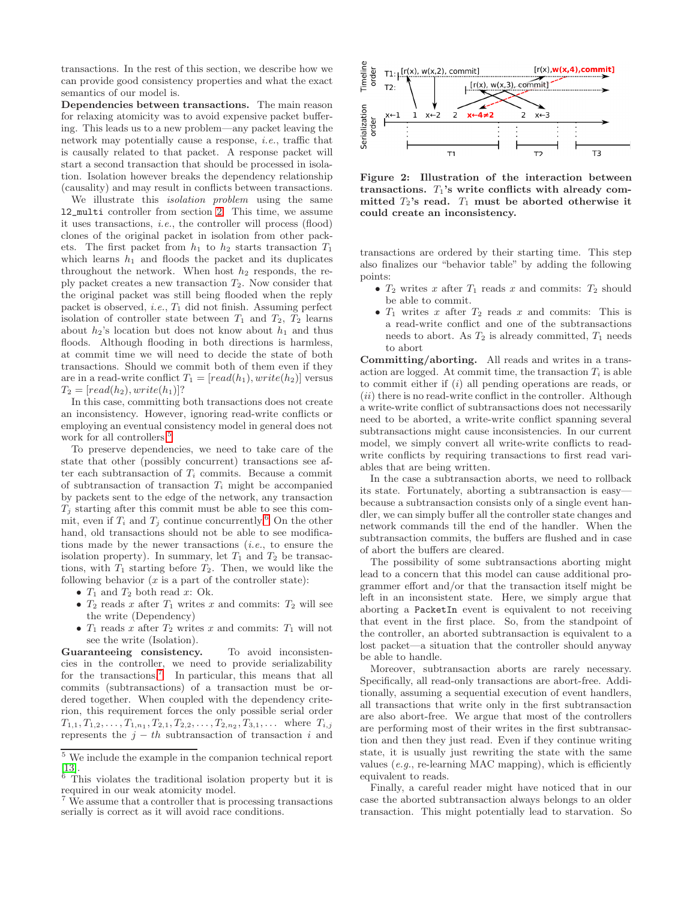transactions. In the rest of this section, we describe how we can provide good consistency properties and what the exact semantics of our model is.

**Dependencies between transactions.** The main reason for relaxing atomicity was to avoid expensive packet buffering. This leads us to a new problem—any packet leaving the network may potentially cause a response, *i.e.*, traffic that is causally related to that packet. A response packet will start a second transaction that should be processed in isolation. Isolation however breaks the dependency relationship (causality) and may result in conflicts between transactions.

We illustrate this *isolation problem* using the same `l2_multi` controller from section 2. This time, we assume it uses transactions, *i.e.*, the controller will process (flood) clones of the original packet in isolation from other packets. The first packet from $h_1$ to $h_2$ starts transaction $T_1$ which learns $h_1$ and floods the packet and its duplicates throughout the network. When host $h_2$ responds, the reply packet creates a new transaction $T_2$. Now consider that the original packet was still being flooded when the reply packet is observed, *i.e.*, $T_1$ did not finish. Assuming perfect isolation of controller state between $T_1$ and $T_2$, $T_2$ learns about $h_2$'s location but does not know about $h_1$ and thus floods. Although flooding in both directions is harmless, at commit time we will need to decide the state of both transactions. Should we commit both of them even if they are in a read-write conflict $T_1 = [read(h_1), write(h_2)]$ versus $T_2 = [read(h_2), write(h_1)]$?

In this case, committing both transactions does not create an inconsistency. However, ignoring read-write conflicts or employing an eventual consistency model in general does not work for all controllers.[5]

To preserve dependencies, we need to take care of the state that other (possibly concurrent) transactions see after each subtransaction of $T_i$ commits. Because a commit of subtransaction of transaction $T_i$ might be accompanied by packets sent to the edge of the network, any transaction $T_j$ starting after this commit must be able to see this commit, even if $T_i$ and $T_j$ continue concurrently.[6] On the other hand, old transactions should not be able to see modifications made by the newer transactions (*i.e.*, to ensure the isolation property). In summary, let $T_1$ and $T_2$ be transactions, with $T_1$ starting before $T_2$. Then, we would like the following behavior ($x$ is a part of the controller state):

- $T_1$ and $T_2$ both read $x$: Ok.
- $T_2$ reads $x$ after $T_1$ writes $x$ and commits: $T_2$ will see the write (Dependency)
- $T_1$ reads $x$ after $T_2$ writes $x$ and commits: $T_1$ will not see the write (Isolation).

**Guaranteeing consistency.** To avoid inconsistencies in the controller, we need to provide serializability for the transactions.[7] In particular, this means that all commits (subtransactions) of a transaction must be ordered together. When coupled with the dependency criterion, this requirement forces the only possible serial order $T_{1,1}, T_{1,2}, \ldots, T_{1,n_1}, T_{2,1}, T_{2,2}, \ldots, T_{2,n_2}, T_{3,1}, \ldots$ where $T_{i,j}$ represents the $j-th$ subtransaction of transaction $i$ and transactions are ordered by their starting time. This step also finalizes our "behavior table" by adding the following points:

- $T_2$ writes $x$ after $T_1$ reads $x$ and commits: $T_2$ should be able to commit.
- $T_1$ writes $x$ after $T_2$ reads $x$ and commits: This is a read-write conflict and one of the subtransactions needs to abort. As $T_2$ is already committed, $T_1$ needs to abort

**Figure 2: Illustration of the interaction between transactions. $T_1$'s write conflicts with already committed $T_2$'s read. $T_1$ must be aborted otherwise it could create an inconsistency.**

**Committing/aborting.** All reads and writes in a transaction are logged. At commit time, the transaction $T_i$ is able to commit either if (*i*) all pending operations are reads, or (*ii*) there is no read-write conflict in the controller. Although a write-write conflict of subtransactions does not necessarily need to be aborted, a write-write conflict spanning several subtransactions might cause inconsistencies. In our current model, we simply convert all write-write conflicts to read-write conflicts by requiring transactions to first read variables that are being written.

In the case a subtransaction aborts, we need to rollback its state. Fortunately, aborting a subtransaction is easy—because a subtransaction consists only of a single event handler, we can simply buffer all the controller state changes and network commands till the end of the handler. When the subtransaction commits, the buffers are flushed and in case of abort the buffers are cleared.

The possibility of some subtransactions aborting might lead to a concern that this model can cause additional programmer effort and/or that the transaction itself might be left in an inconsistent state. Here, we simply argue that aborting a `PacketIn` event is equivalent to not receiving that event in the first place. So, from the standpoint of the controller, an aborted subtransaction is equivalent to a lost packet—a situation that the controller should anyway be able to handle.

Moreover, subtransaction aborts are rarely necessary. Specifically, all read-only transactions are abort-free. Additionally, assuming a sequential execution of event handlers, all transactions that write only in the first subtransaction are also abort-free. We argue that most of the controllers are performing most of their writes in the first subtransaction and then they just read. Even if they continue writing state, it is usually just rewriting the state with the same values (*e.g.*, re-learning MAC mapping), which is efficiently equivalent to reads.

Finally, a careful reader might have noticed that in our case the aborted subtransaction always belongs to an older transaction. This might potentially lead to starvation. So

---

[5] We include the example in the companion technical report [13].

[6] This violates the traditional isolation property but it is required in our weak atomicity model.

[7] We assume that a controller that is processing transactions serially is correct as it will avoid race conditions.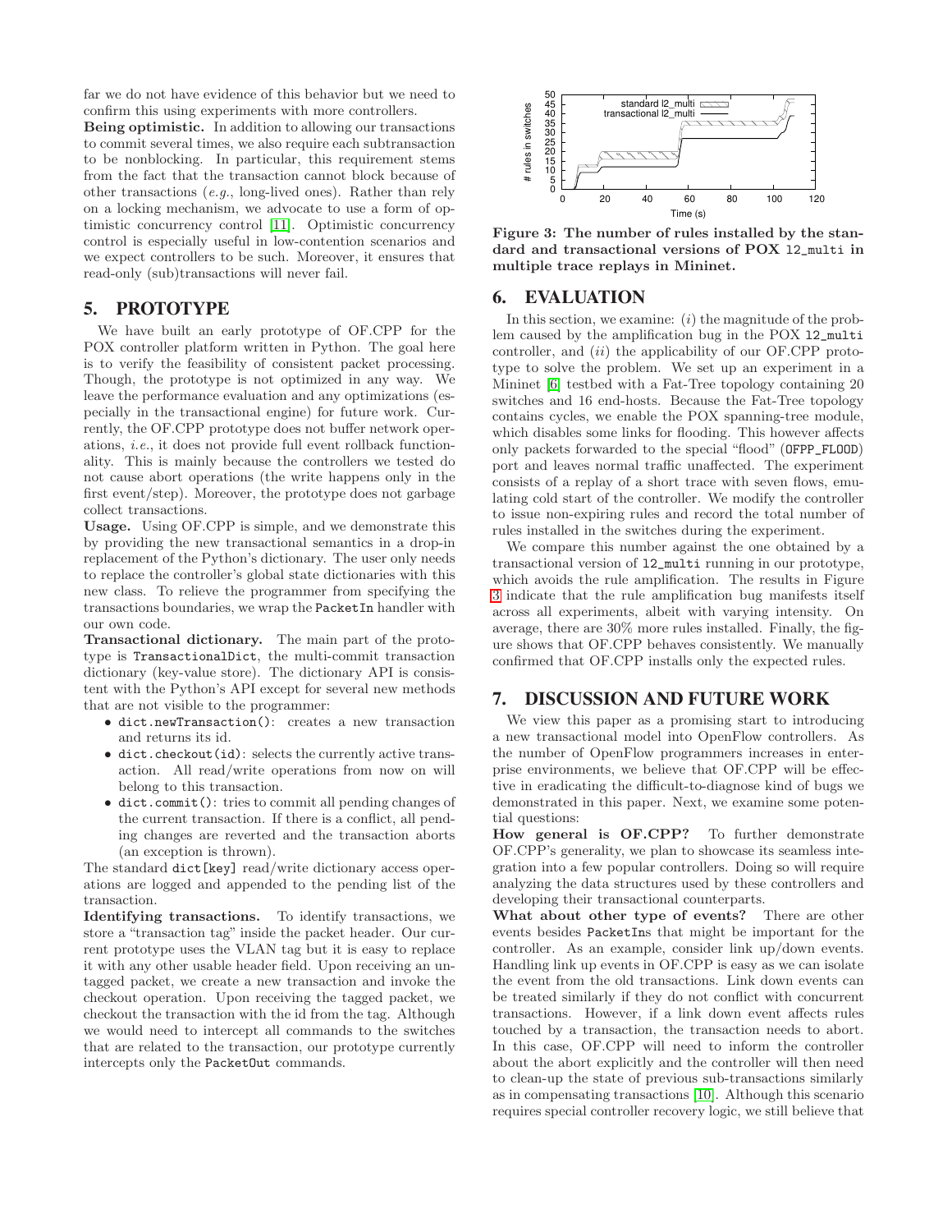far we do not have evidence of this behavior but we need to confirm this using experiments with more controllers.

**Being optimistic.** In addition to allowing our transactions to commit several times, we also require each subtransaction to be nonblocking. In particular, this requirement stems from the fact that the transaction cannot block because of other transactions (*e.g.*, long-lived ones). Rather than rely on a locking mechanism, we advocate to use a form of optimistic concurrency control [11]. Optimistic concurrency control is especially useful in low-contention scenarios and we expect controllers to be such. Moreover, it ensures that read-only (sub)transactions will never fail.

## 5. PROTOTYPE

We have built an early prototype of OF.CPP for the POX controller platform written in Python. The goal here is to verify the feasibility of consistent packet processing. Though, the prototype is not optimized in any way. We leave the performance evaluation and any optimizations (especially in the transactional engine) for future work. Currently, the OF.CPP prototype does not buffer network operations, *i.e.*, it does not provide full event rollback functionality. This is mainly because the controllers we tested do not cause abort operations (the write happens only in the first event/step). Moreover, the prototype does not garbage collect transactions.

**Usage.** Using OF.CPP is simple, and we demonstrate this by providing the new transactional semantics in a drop-in replacement of the Python's dictionary. The user only needs to replace the controller's global state dictionaries with this new class. To relieve the programmer from specifying the transactions boundaries, we wrap the `PacketIn` handler with our own code.

**Transactional dictionary.** The main part of the prototype is `TransactionalDict`, the multi-commit transaction dictionary (key-value store). The dictionary API is consistent with the Python's API except for several new methods that are not visible to the programmer:

- `dict.newTransaction()`: creates a new transaction and returns its id.
- `dict.checkout(id)`: selects the currently active transaction. All read/write operations from now on will belong to this transaction.
- `dict.commit()`: tries to commit all pending changes of the current transaction. If there is a conflict, all pending changes are reverted and the transaction aborts (an exception is thrown).

The standard `dict[key]` read/write dictionary access operations are logged and appended to the pending list of the transaction.

**Identifying transactions.** To identify transactions, we store a "transaction tag" inside the packet header. Our current prototype uses the VLAN tag but it is easy to replace it with any other usable header field. Upon receiving an untagged packet, we create a new transaction and invoke the checkout operation. Upon receiving the tagged packet, we checkout the transaction with the id from the tag. Although we would need to intercept all commands to the switches that are related to the transaction, our prototype currently intercepts only the `PacketOut` commands.

**Figure 3: The number of rules installed by the standard and transactional versions of POX `l2_multi` in multiple trace replays in Mininet.**

## 6. EVALUATION

In this section, we examine: (*i*) the magnitude of the problem caused by the amplification bug in the POX `l2_multi` controller, and (*ii*) the applicability of our OF.CPP prototype to solve the problem. We set up an experiment in a Mininet [6] testbed with a Fat-Tree topology containing 20 switches and 16 end-hosts. Because the Fat-Tree topology contains cycles, we enable the POX spanning-tree module, which disables some links for flooding. This however affects only packets forwarded to the special "flood" (`OFPP_FLOOD`) port and leaves normal traffic unaffected. The experiment consists of a replay of a short trace with seven flows, emulating cold start of the controller. We modify the controller to issue non-expiring rules and record the total number of rules installed in the switches during the experiment.

We compare this number against the one obtained by a transactional version of `l2_multi` running in our prototype, which avoids the rule amplification. The results in Figure 3 indicate that the rule amplification bug manifests itself across all experiments, albeit with varying intensity. On average, there are 30% more rules installed. Finally, the figure shows that OF.CPP behaves consistently. We manually confirmed that OF.CPP installs only the expected rules.

## 7. DISCUSSION AND FUTURE WORK

We view this paper as a promising start to introducing a new transactional model into OpenFlow controllers. As the number of OpenFlow programmers increases in enterprise environments, we believe that OF.CPP will be effective in eradicating the difficult-to-diagnose kind of bugs we demonstrated in this paper. Next, we examine some potential questions:

**How general is OF.CPP?** To further demonstrate OF.CPP's generality, we plan to showcase its seamless integration into a few popular controllers. Doing so will require analyzing the data structures used by these controllers and developing their transactional counterparts.

**What about other type of events?** There are other events besides `PacketIn`s that might be important for the controller. As an example, consider link up/down events. Handling link up events in OF.CPP is easy as we can isolate the event from the old transactions. Link down events can be treated similarly if they do not conflict with concurrent transactions. However, if a link down event affects rules touched by a transaction, the transaction needs to abort. In this case, OF.CPP will need to inform the controller about the abort explicitly and the controller will then need to clean-up the state of previous sub-transactions similarly as in compensating transactions [10]. Although this scenario requires special controller recovery logic, we still believe that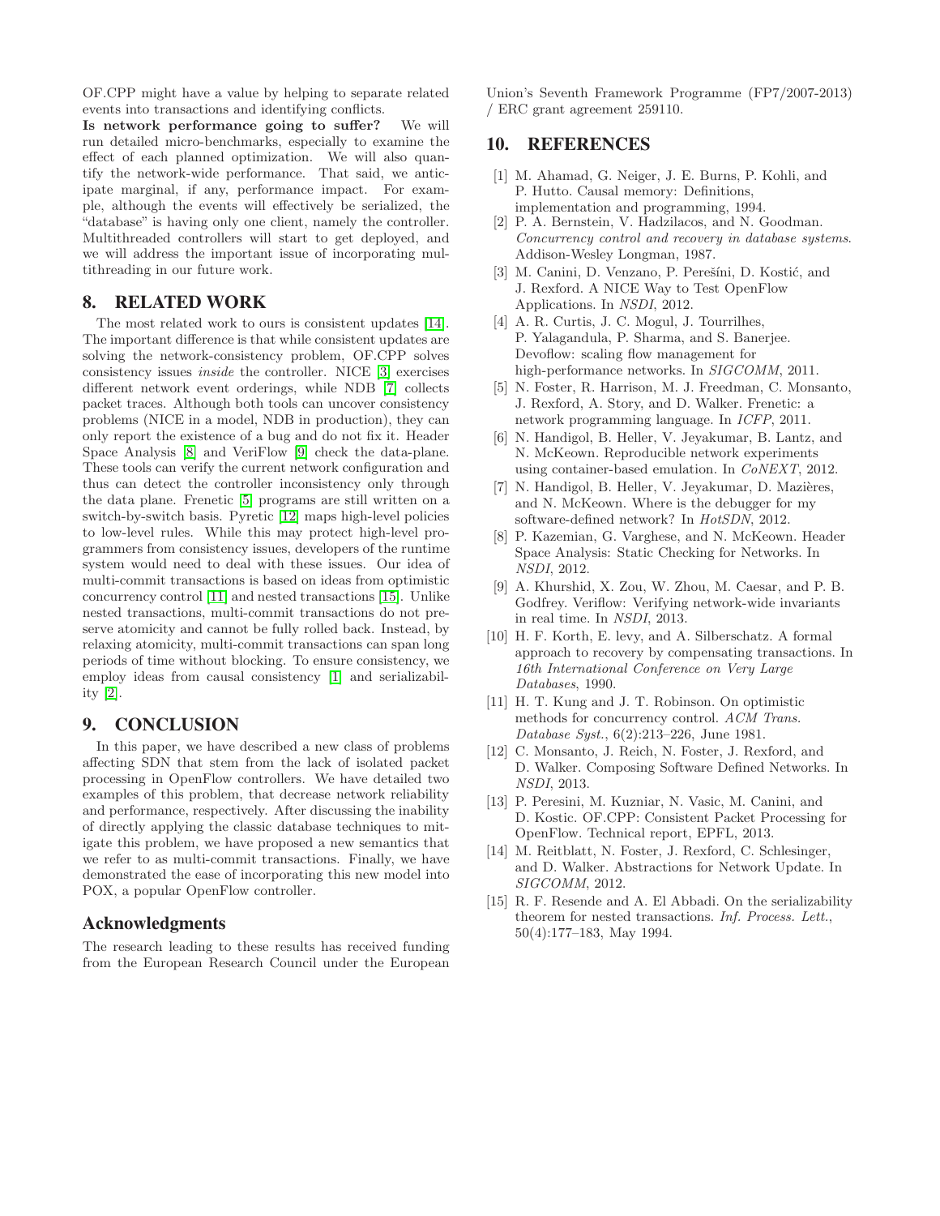OF.CPP might have a value by helping to separate related events into transactions and identifying conflicts.

**Is network performance going to suffer?** We will run detailed micro-benchmarks, especially to examine the effect of each planned optimization. We will also quantify the network-wide performance. That said, we anticipate marginal, if any, performance impact. For example, although the events will effectively be serialized, the "database" is having only one client, namely the controller. Multithreaded controllers will start to get deployed, and we will address the important issue of incorporating multithreading in our future work.

## 8. RELATED WORK

The most related work to ours is consistent updates [14]. The important difference is that while consistent updates are solving the network-consistency problem, OF.CPP solves consistency issues *inside* the controller. NICE [3] exercises different network event orderings, while NDB [7] collects packet traces. Although both tools can uncover consistency problems (NICE in a model, NDB in production), they can only report the existence of a bug and do not fix it. Header Space Analysis [8] and VeriFlow [9] check the data-plane. These tools can verify the current network configuration and thus can detect the controller inconsistency only through the data plane. Frenetic [5] programs are still written on a switch-by-switch basis. Pyretic [12] maps high-level policies to low-level rules. While this may protect high-level programmers from consistency issues, developers of the runtime system would need to deal with these issues. Our idea of multi-commit transactions is based on ideas from optimistic concurrency control [11] and nested transactions [15]. Unlike nested transactions, multi-commit transactions do not preserve atomicity and cannot be fully rolled back. Instead, by relaxing atomicity, multi-commit transactions can span long periods of time without blocking. To ensure consistency, we employ ideas from causal consistency [1] and serializability [2].

## 9. CONCLUSION

In this paper, we have described a new class of problems affecting SDN that stem from the lack of isolated packet processing in OpenFlow controllers. We have detailed two examples of this problem, that decrease network reliability and performance, respectively. After discussing the inability of directly applying the classic database techniques to mitigate this problem, we have proposed a new semantics that we refer to as multi-commit transactions. Finally, we have demonstrated the ease of incorporating this new model into POX, a popular OpenFlow controller.

### Acknowledgments

The research leading to these results has received funding from the European Research Council under the European Union's Seventh Framework Programme (FP7/2007-2013) / ERC grant agreement 259110.

## 10. REFERENCES

[1] M. Ahamad, G. Neiger, J. E. Burns, P. Kohli, and P. Hutto. Causal memory: Definitions, implementation and programming, 1994.

[2] P. A. Bernstein, V. Hadzilacos, and N. Goodman. *Concurrency control and recovery in database systems*. Addison-Wesley Longman, 1987.

[3] M. Canini, D. Venzano, P. Perešíni, D. Kostić, and J. Rexford. A NICE Way to Test OpenFlow Applications. In *NSDI*, 2012.

[4] A. R. Curtis, J. C. Mogul, J. Tourrilhes, P. Yalagandula, P. Sharma, and S. Banerjee. Devoflow: scaling flow management for high-performance networks. In *SIGCOMM*, 2011.

[5] N. Foster, R. Harrison, M. J. Freedman, C. Monsanto, J. Rexford, A. Story, and D. Walker. Frenetic: a network programming language. In *ICFP*, 2011.

[6] N. Handigol, B. Heller, V. Jeyakumar, B. Lantz, and N. McKeown. Reproducible network experiments using container-based emulation. In *CoNEXT*, 2012.

[7] N. Handigol, B. Heller, V. Jeyakumar, D. Mazières, and N. McKeown. Where is the debugger for my software-defined network? In *HotSDN*, 2012.

[8] P. Kazemian, G. Varghese, and N. McKeown. Header Space Analysis: Static Checking for Networks. In *NSDI*, 2012.

[9] A. Khurshid, X. Zou, W. Zhou, M. Caesar, and P. B. Godfrey. Veriflow: Verifying network-wide invariants in real time. In *NSDI*, 2013.

[10] H. F. Korth, E. levy, and A. Silberschatz. A formal approach to recovery by compensating transactions. In *16th International Conference on Very Large Databases*, 1990.

[11] H. T. Kung and J. T. Robinson. On optimistic methods for concurrency control. *ACM Trans. Database Syst.*, 6(2):213–226, June 1981.

[12] C. Monsanto, J. Reich, N. Foster, J. Rexford, and D. Walker. Composing Software Defined Networks. In *NSDI*, 2013.

[13] P. Peresini, M. Kuzniar, N. Vasic, M. Canini, and D. Kostic. OF.CPP: Consistent Packet Processing for OpenFlow. Technical report, EPFL, 2013.

[14] M. Reitblatt, N. Foster, J. Rexford, C. Schlesinger, and D. Walker. Abstractions for Network Update. In *SIGCOMM*, 2012.

[15] R. F. Resende and A. El Abbadi. On the serializability theorem for nested transactions. *Inf. Process. Lett.*, 50(4):177–183, May 1994.